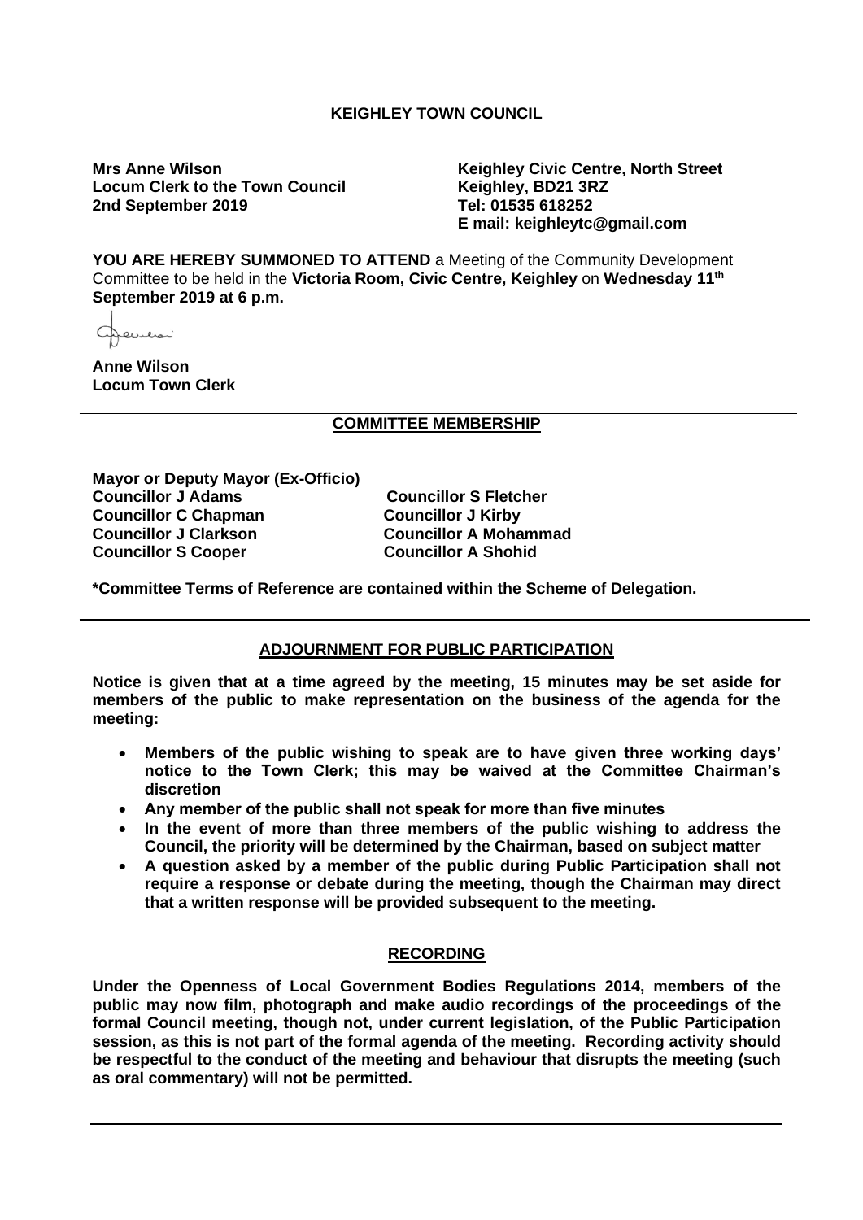**KEIGHLEY TOWN COUNCIL**

**Mrs Anne Wilson**
**Locum Clerk to the Town Council**
**2nd September 2019**

**Keighley Civic Centre, North Street**
**Keighley, BD21 3RZ**
**Tel: 01535 618252**
**E mail: keighleytc@gmail.com**

**YOU ARE HEREBY SUMMONED TO ATTEND** a Meeting of the Community Development Committee to be held in the **Victoria Room, Civic Centre, Keighley** on **Wednesday 11th September 2019 at 6 p.m.**

**Anne Wilson**
**Locum Town Clerk**

## COMMITTEE MEMBERSHIP

**Mayor or Deputy Mayor (Ex-Officio)**
**Councillor J Adams**
**Councillor C Chapman**
**Councillor J Clarkson**
**Councillor S Cooper**
**Councillor S Fletcher**
**Councillor J Kirby**
**Councillor A Mohammad**
**Councillor A Shohid**

**\*Committee Terms of Reference are contained within the Scheme of Delegation.**

## ADJOURNMENT FOR PUBLIC PARTICIPATION

**Notice is given that at a time agreed by the meeting, 15 minutes may be set aside for members of the public to make representation on the business of the agenda for the meeting:**

- **Members of the public wishing to speak are to have given three working days' notice to the Town Clerk; this may be waived at the Committee Chairman's discretion**
- **Any member of the public shall not speak for more than five minutes**
- **In the event of more than three members of the public wishing to address the Council, the priority will be determined by the Chairman, based on subject matter**
- **A question asked by a member of the public during Public Participation shall not require a response or debate during the meeting, though the Chairman may direct that a written response will be provided subsequent to the meeting.**

## RECORDING

**Under the Openness of Local Government Bodies Regulations 2014, members of the public may now film, photograph and make audio recordings of the proceedings of the formal Council meeting, though not, under current legislation, of the Public Participation session, as this is not part of the formal agenda of the meeting. Recording activity should be respectful to the conduct of the meeting and behaviour that disrupts the meeting (such as oral commentary) will not be permitted.**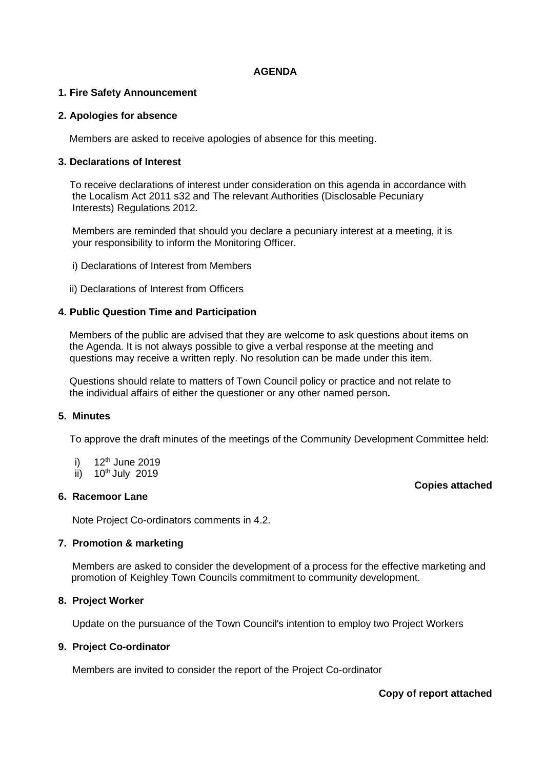# AGENDA

**1. Fire Safety Announcement**

**2. Apologies for absence**

Members are asked to receive apologies of absence for this meeting.

**3. Declarations of Interest**

To receive declarations of interest under consideration on this agenda in accordance with the Localism Act 2011 s32 and The relevant Authorities (Disclosable Pecuniary Interests) Regulations 2012.

Members are reminded that should you declare a pecuniary interest at a meeting, it is your responsibility to inform the Monitoring Officer.

i) Declarations of Interest from Members

ii) Declarations of Interest from Officers

**4. Public Question Time and Participation**

Members of the public are advised that they are welcome to ask questions about items on the Agenda. It is not always possible to give a verbal response at the meeting and questions may receive a written reply. No resolution can be made under this item.

Questions should relate to matters of Town Council policy or practice and not relate to the individual affairs of either the questioner or any other named person**.**

**5. Minutes**

To approve the draft minutes of the meetings of the Community Development Committee held:

i) 12th June 2019
ii) 10th July 2019

**Copies attached**

**6. Racemoor Lane**

Note Project Co-ordinators comments in 4.2.

**7. Promotion & marketing**

Members are asked to consider the development of a process for the effective marketing and promotion of Keighley Town Councils commitment to community development.

**8. Project Worker**

Update on the pursuance of the Town Council's intention to employ two Project Workers

**9. Project Co-ordinator**

Members are invited to consider the report of the Project Co-ordinator

**Copy of report attached**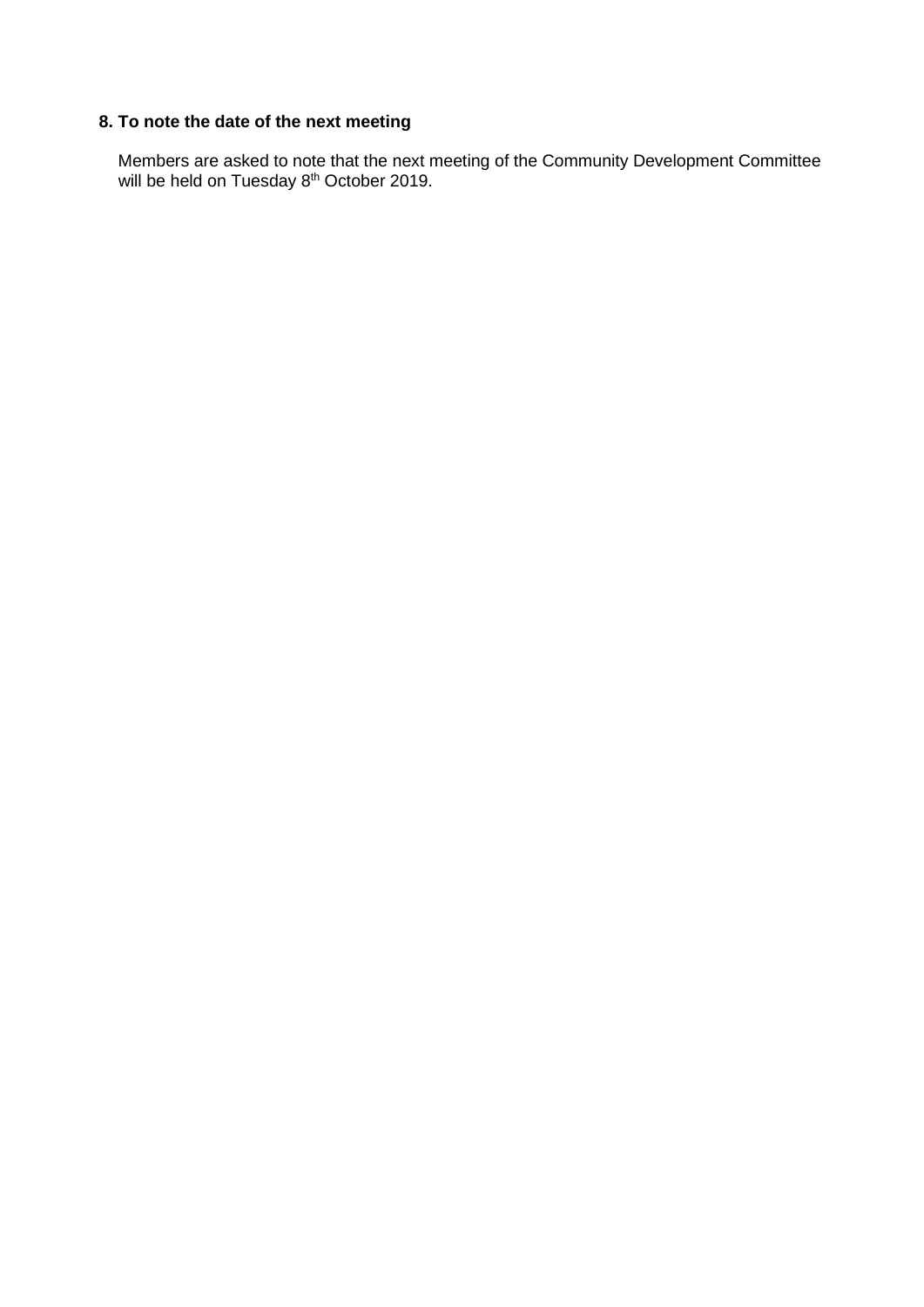## 8. To note the date of the next meeting

Members are asked to note that the next meeting of the Community Development Committee will be held on Tuesday 8th October 2019.